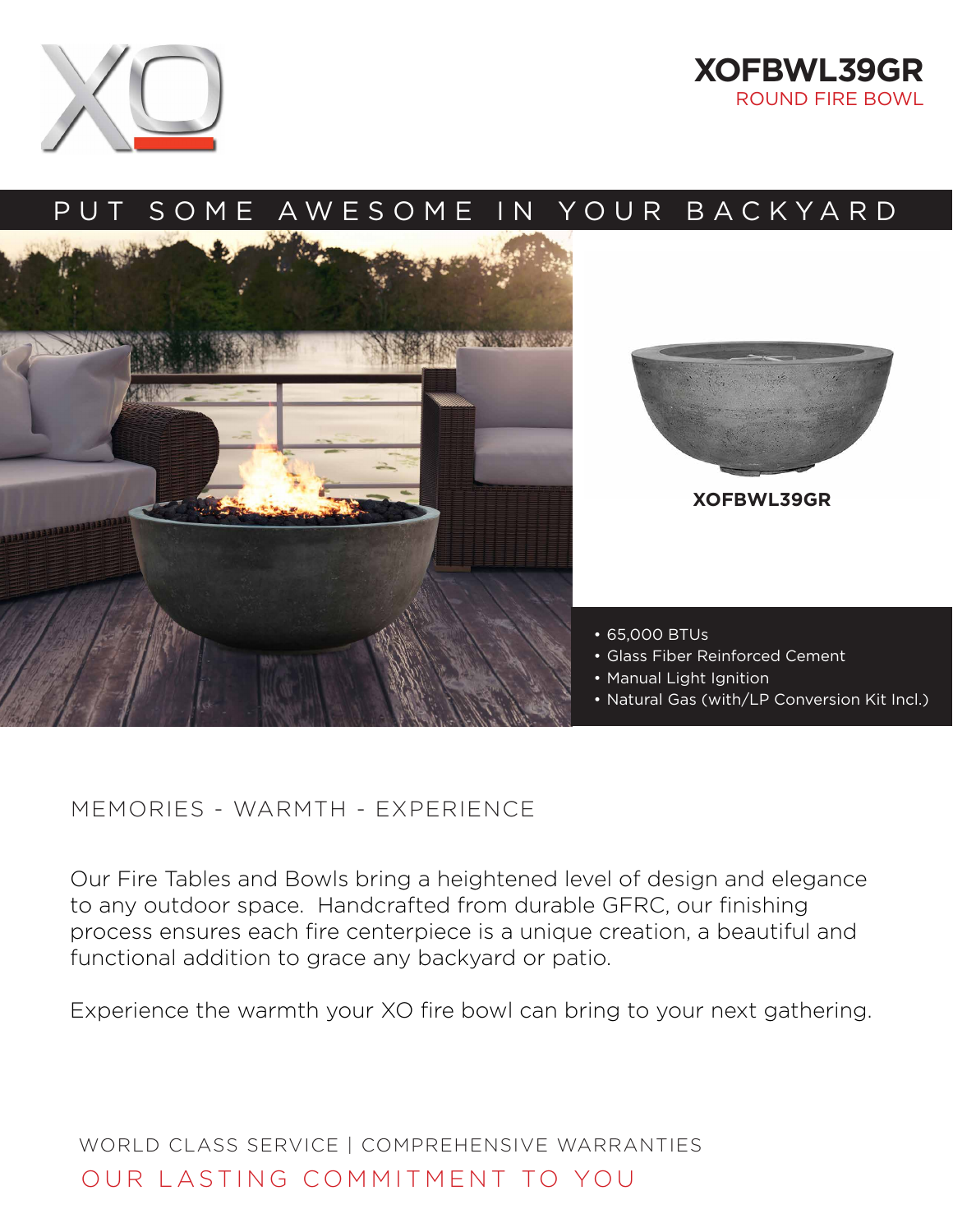# XOFBWL39GR

ROUND FIRE BOWL

## PUT SOME AWESOME IN YOUR BACKYARD

**XOFBWL39GR**

- 65,000 BTUs
- Glass Fiber Reinforced Cement
- Manual Light Ignition
- Natural Gas (with/LP Conversion Kit Incl.)

MEMORIES - WARMTH - EXPERIENCE

Our Fire Tables and Bowls bring a heightened level of design and elegance to any outdoor space. Handcrafted from durable GFRC, our finishing process ensures each fire centerpiece is a unique creation, a beautiful and functional addition to grace any backyard or patio.

Experience the warmth your XO fire bowl can bring to your next gathering.

WORLD CLASS SERVICE | COMPREHENSIVE WARRANTIES

OUR LASTING COMMITMENT TO YOU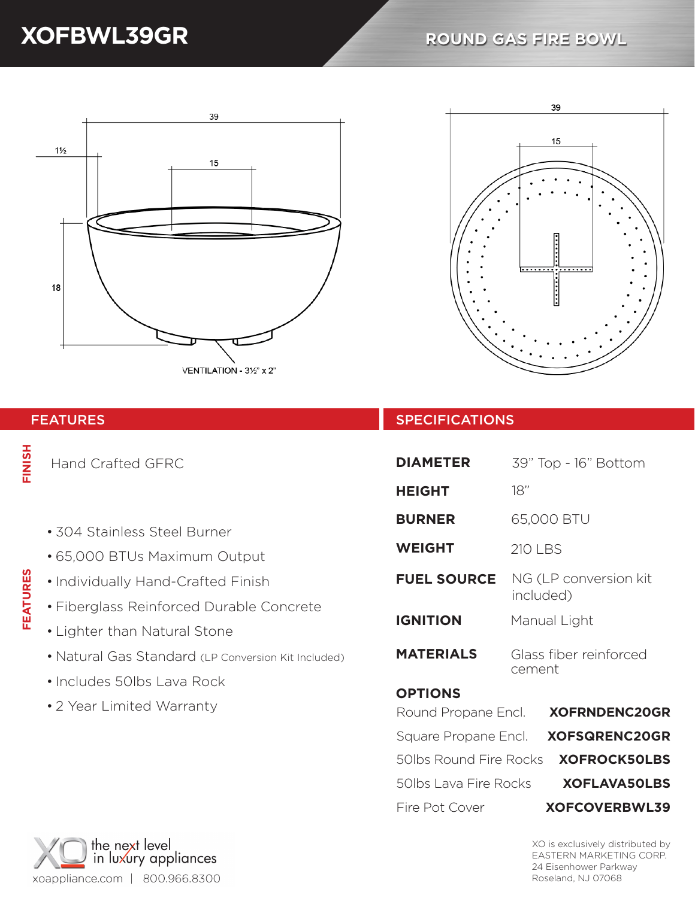# XOFBWL39GR

## ROUND GAS FIRE BOWL

39

1½

15

18

VENTILATION - 3½" x 2"

39

15

## FEATURES

**FINISH**

Hand Crafted GFRC

**FEATURES**

- 304 Stainless Steel Burner
- 65,000 BTUs Maximum Output
- Individually Hand-Crafted Finish
- Fiberglass Reinforced Durable Concrete
- Lighter than Natural Stone
- Natural Gas Standard (LP Conversion Kit Included)
- Includes 50lbs Lava Rock
- 2 Year Limited Warranty

## SPECIFICATIONS

| | |
|---|---|
| **DIAMETER** | 39" Top - 16" Bottom |
| **HEIGHT** | 18" |
| **BURNER** | 65,000 BTU |
| **WEIGHT** | 210 LBS |
| **FUEL SOURCE** | NG (LP conversion kit included) |
| **IGNITION** | Manual Light |
| **MATERIALS** | Glass fiber reinforced cement |

**OPTIONS**

| | |
|---|---|
| Round Propane Encl. | **XOFRNDENC20GR** |
| Square Propane Encl. | **XOFSQRENC20GR** |
| 50lbs Round Fire Rocks | **XOFROCK50LBS** |
| 50lbs Lava Fire Rocks | **XOFLAVA50LBS** |
| Fire Pot Cover | **XOFCOVERBWL39** |

XO the next level in luxury appliances

xoappliance.com | 800.966.8300

XO is exclusively distributed by
EASTERN MARKETING CORP.
24 Eisenhower Parkway
Roseland, NJ 07068